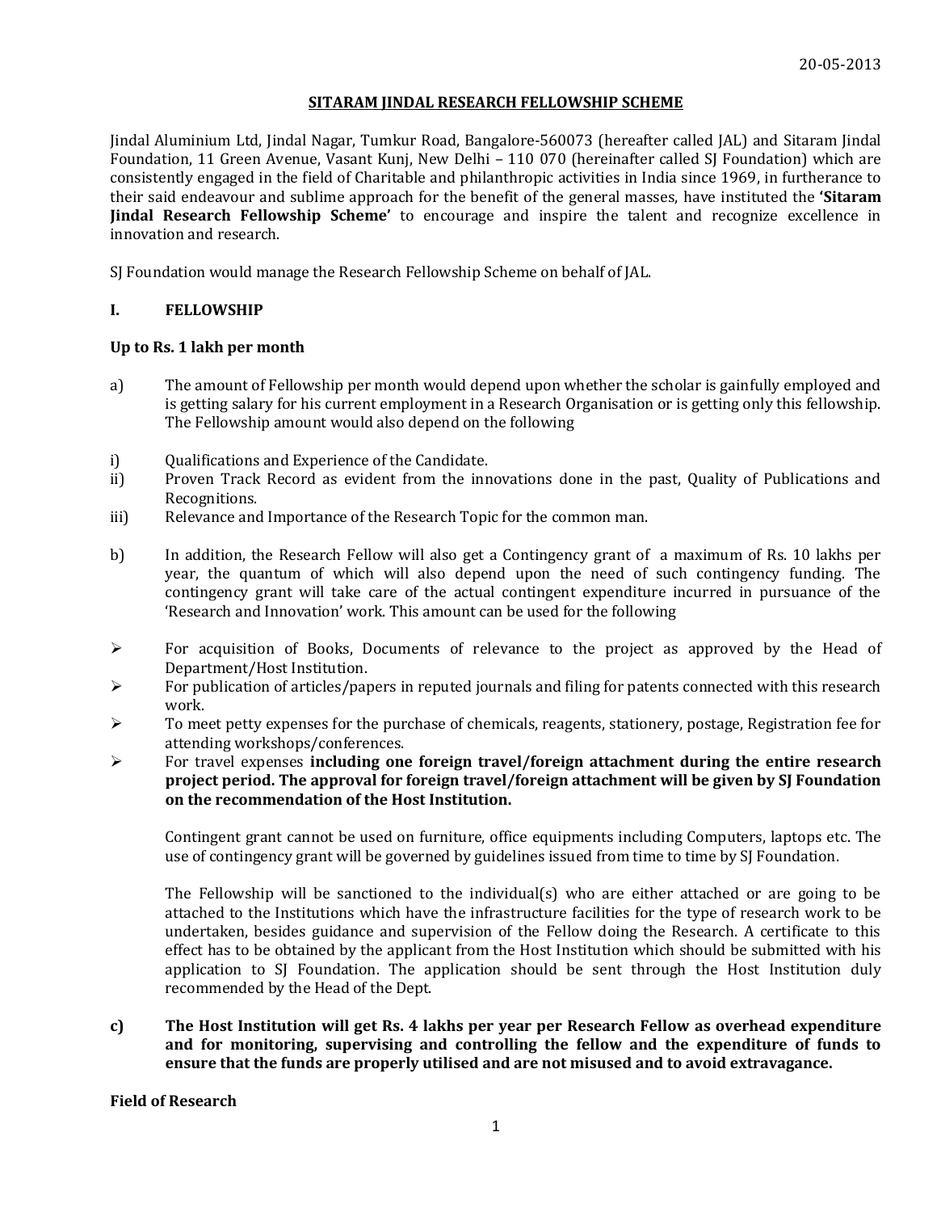20-05-2013

# SITARAM JINDAL RESEARCH FELLOWSHIP SCHEME

Jindal Aluminium Ltd, Jindal Nagar, Tumkur Road, Bangalore-560073 (hereafter called JAL) and Sitaram Jindal Foundation, 11 Green Avenue, Vasant Kunj, New Delhi – 110 070 (hereinafter called SJ Foundation) which are consistently engaged in the field of Charitable and philanthropic activities in India since 1969, in furtherance to their said endeavour and sublime approach for the benefit of the general masses, have instituted the **'Sitaram Jindal Research Fellowship Scheme'** to encourage and inspire the talent and recognize excellence in innovation and research.

SJ Foundation would manage the Research Fellowship Scheme on behalf of JAL.

## I. FELLOWSHIP

**Up to Rs. 1 lakh per month**

a) The amount of Fellowship per month would depend upon whether the scholar is gainfully employed and is getting salary for his current employment in a Research Organisation or is getting only this fellowship. The Fellowship amount would also depend on the following

i) Qualifications and Experience of the Candidate.
ii) Proven Track Record as evident from the innovations done in the past, Quality of Publications and Recognitions.
iii) Relevance and Importance of the Research Topic for the common man.

b) In addition, the Research Fellow will also get a Contingency grant of a maximum of Rs. 10 lakhs per year, the quantum of which will also depend upon the need of such contingency funding. The contingency grant will take care of the actual contingent expenditure incurred in pursuance of the 'Research and Innovation' work. This amount can be used for the following

- For acquisition of Books, Documents of relevance to the project as approved by the Head of Department/Host Institution.
- For publication of articles/papers in reputed journals and filing for patents connected with this research work.
- To meet petty expenses for the purchase of chemicals, reagents, stationery, postage, Registration fee for attending workshops/conferences.
- For travel expenses **including one foreign travel/foreign attachment during the entire research project period. The approval for foreign travel/foreign attachment will be given by SJ Foundation on the recommendation of the Host Institution.**

Contingent grant cannot be used on furniture, office equipments including Computers, laptops etc. The use of contingency grant will be governed by guidelines issued from time to time by SJ Foundation.

The Fellowship will be sanctioned to the individual(s) who are either attached or are going to be attached to the Institutions which have the infrastructure facilities for the type of research work to be undertaken, besides guidance and supervision of the Fellow doing the Research. A certificate to this effect has to be obtained by the applicant from the Host Institution which should be submitted with his application to SJ Foundation. The application should be sent through the Host Institution duly recommended by the Head of the Dept.

**c) The Host Institution will get Rs. 4 lakhs per year per Research Fellow as overhead expenditure and for monitoring, supervising and controlling the fellow and the expenditure of funds to ensure that the funds are properly utilised and are not misused and to avoid extravagance.**

**Field of Research**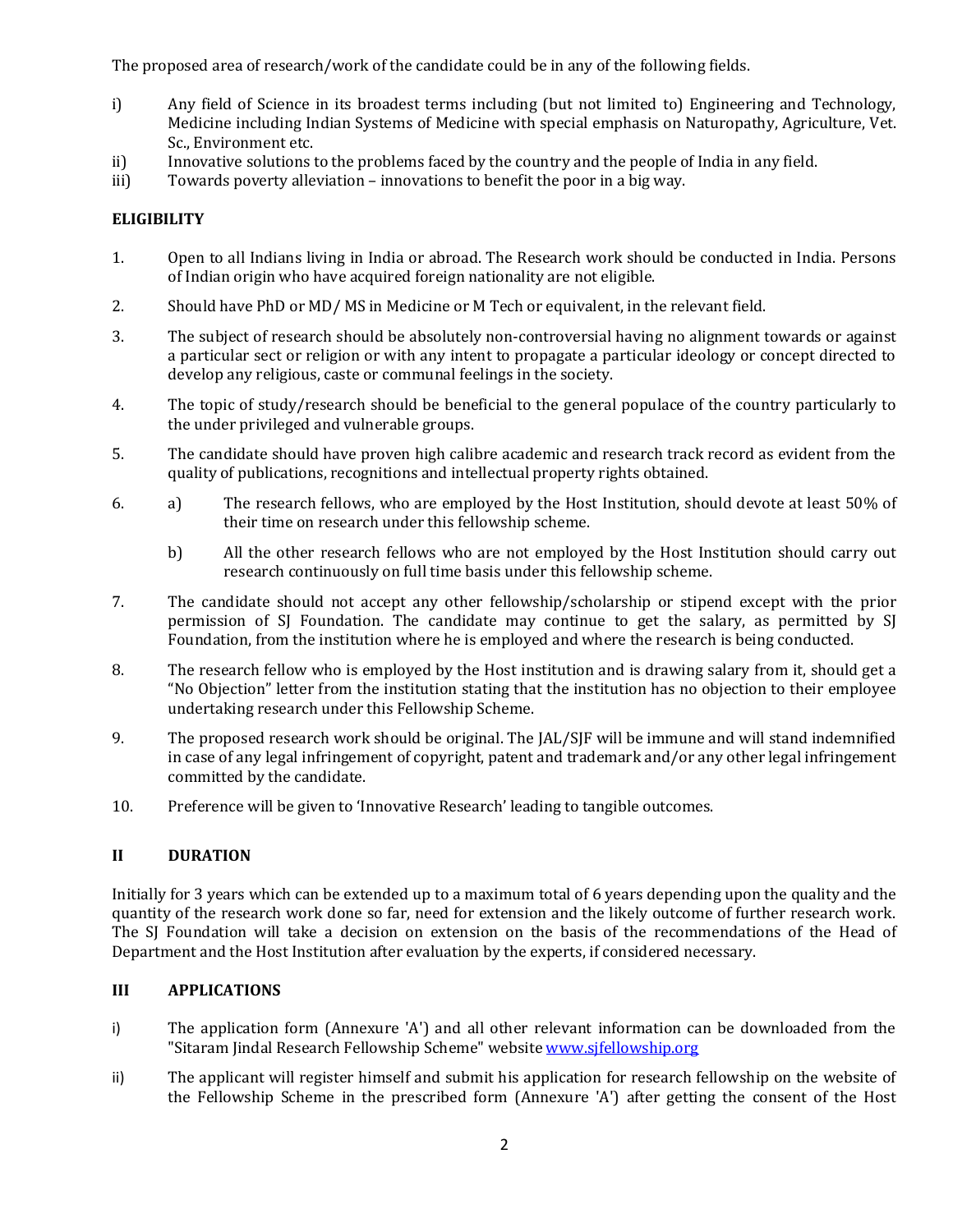The proposed area of research/work of the candidate could be in any of the following fields.

i) Any field of Science in its broadest terms including (but not limited to) Engineering and Technology, Medicine including Indian Systems of Medicine with special emphasis on Naturopathy, Agriculture, Vet. Sc., Environment etc.

ii) Innovative solutions to the problems faced by the country and the people of India in any field.

iii) Towards poverty alleviation – innovations to benefit the poor in a big way.

## ELIGIBILITY

1. Open to all Indians living in India or abroad. The Research work should be conducted in India. Persons of Indian origin who have acquired foreign nationality are not eligible.

2. Should have PhD or MD/ MS in Medicine or M Tech or equivalent, in the relevant field.

3. The subject of research should be absolutely non-controversial having no alignment towards or against a particular sect or religion or with any intent to propagate a particular ideology or concept directed to develop any religious, caste or communal feelings in the society.

4. The topic of study/research should be beneficial to the general populace of the country particularly to the under privileged and vulnerable groups.

5. The candidate should have proven high calibre academic and research track record as evident from the quality of publications, recognitions and intellectual property rights obtained.

6. a) The research fellows, who are employed by the Host Institution, should devote at least 50% of their time on research under this fellowship scheme.

   b) All the other research fellows who are not employed by the Host Institution should carry out research continuously on full time basis under this fellowship scheme.

7. The candidate should not accept any other fellowship/scholarship or stipend except with the prior permission of SJ Foundation. The candidate may continue to get the salary, as permitted by SJ Foundation, from the institution where he is employed and where the research is being conducted.

8. The research fellow who is employed by the Host institution and is drawing salary from it, should get a "No Objection" letter from the institution stating that the institution has no objection to their employee undertaking research under this Fellowship Scheme.

9. The proposed research work should be original. The JAL/SJF will be immune and will stand indemnified in case of any legal infringement of copyright, patent and trademark and/or any other legal infringement committed by the candidate.

10. Preference will be given to 'Innovative Research' leading to tangible outcomes.

## II DURATION

Initially for 3 years which can be extended up to a maximum total of 6 years depending upon the quality and the quantity of the research work done so far, need for extension and the likely outcome of further research work. The SJ Foundation will take a decision on extension on the basis of the recommendations of the Head of Department and the Host Institution after evaluation by the experts, if considered necessary.

## III APPLICATIONS

i) The application form (Annexure 'A') and all other relevant information can be downloaded from the "Sitaram Jindal Research Fellowship Scheme" website www.sjfellowship.org

ii) The applicant will register himself and submit his application for research fellowship on the website of the Fellowship Scheme in the prescribed form (Annexure 'A') after getting the consent of the Host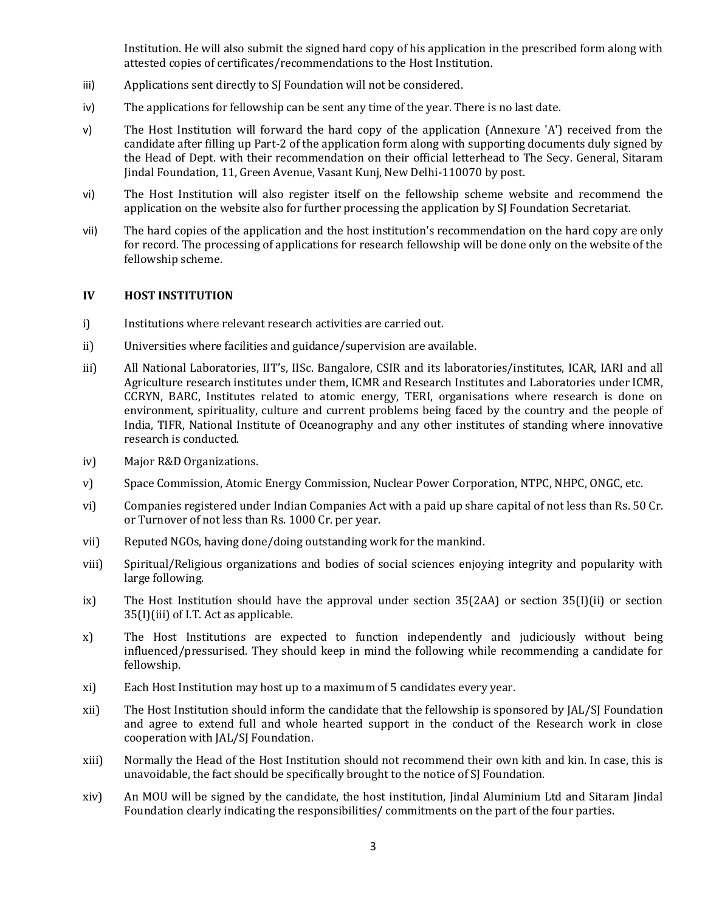Institution. He will also submit the signed hard copy of his application in the prescribed form along with attested copies of certificates/recommendations to the Host Institution.

iii) Applications sent directly to SJ Foundation will not be considered.

iv) The applications for fellowship can be sent any time of the year. There is no last date.

v) The Host Institution will forward the hard copy of the application (Annexure 'A') received from the candidate after filling up Part-2 of the application form along with supporting documents duly signed by the Head of Dept. with their recommendation on their official letterhead to The Secy. General, Sitaram Jindal Foundation, 11, Green Avenue, Vasant Kunj, New Delhi-110070 by post.

vi) The Host Institution will also register itself on the fellowship scheme website and recommend the application on the website also for further processing the application by SJ Foundation Secretariat.

vii) The hard copies of the application and the host institution's recommendation on the hard copy are only for record. The processing of applications for research fellowship will be done only on the website of the fellowship scheme.

## IV HOST INSTITUTION

i) Institutions where relevant research activities are carried out.

ii) Universities where facilities and guidance/supervision are available.

iii) All National Laboratories, IIT's, IISc. Bangalore, CSIR and its laboratories/institutes, ICAR, IARI and all Agriculture research institutes under them, ICMR and Research Institutes and Laboratories under ICMR, CCRYN, BARC, Institutes related to atomic energy, TERI, organisations where research is done on environment, spirituality, culture and current problems being faced by the country and the people of India, TIFR, National Institute of Oceanography and any other institutes of standing where innovative research is conducted.

iv) Major R&D Organizations.

v) Space Commission, Atomic Energy Commission, Nuclear Power Corporation, NTPC, NHPC, ONGC, etc.

vi) Companies registered under Indian Companies Act with a paid up share capital of not less than Rs. 50 Cr. or Turnover of not less than Rs. 1000 Cr. per year.

vii) Reputed NGOs, having done/doing outstanding work for the mankind.

viii) Spiritual/Religious organizations and bodies of social sciences enjoying integrity and popularity with large following.

ix) The Host Institution should have the approval under section 35(2AA) or section 35(I)(ii) or section 35(I)(iii) of I.T. Act as applicable.

x) The Host Institutions are expected to function independently and judiciously without being influenced/pressurised. They should keep in mind the following while recommending a candidate for fellowship.

xi) Each Host Institution may host up to a maximum of 5 candidates every year.

xii) The Host Institution should inform the candidate that the fellowship is sponsored by JAL/SJ Foundation and agree to extend full and whole hearted support in the conduct of the Research work in close cooperation with JAL/SJ Foundation.

xiii) Normally the Head of the Host Institution should not recommend their own kith and kin. In case, this is unavoidable, the fact should be specifically brought to the notice of SJ Foundation.

xiv) An MOU will be signed by the candidate, the host institution, Jindal Aluminium Ltd and Sitaram Jindal Foundation clearly indicating the responsibilities/ commitments on the part of the four parties.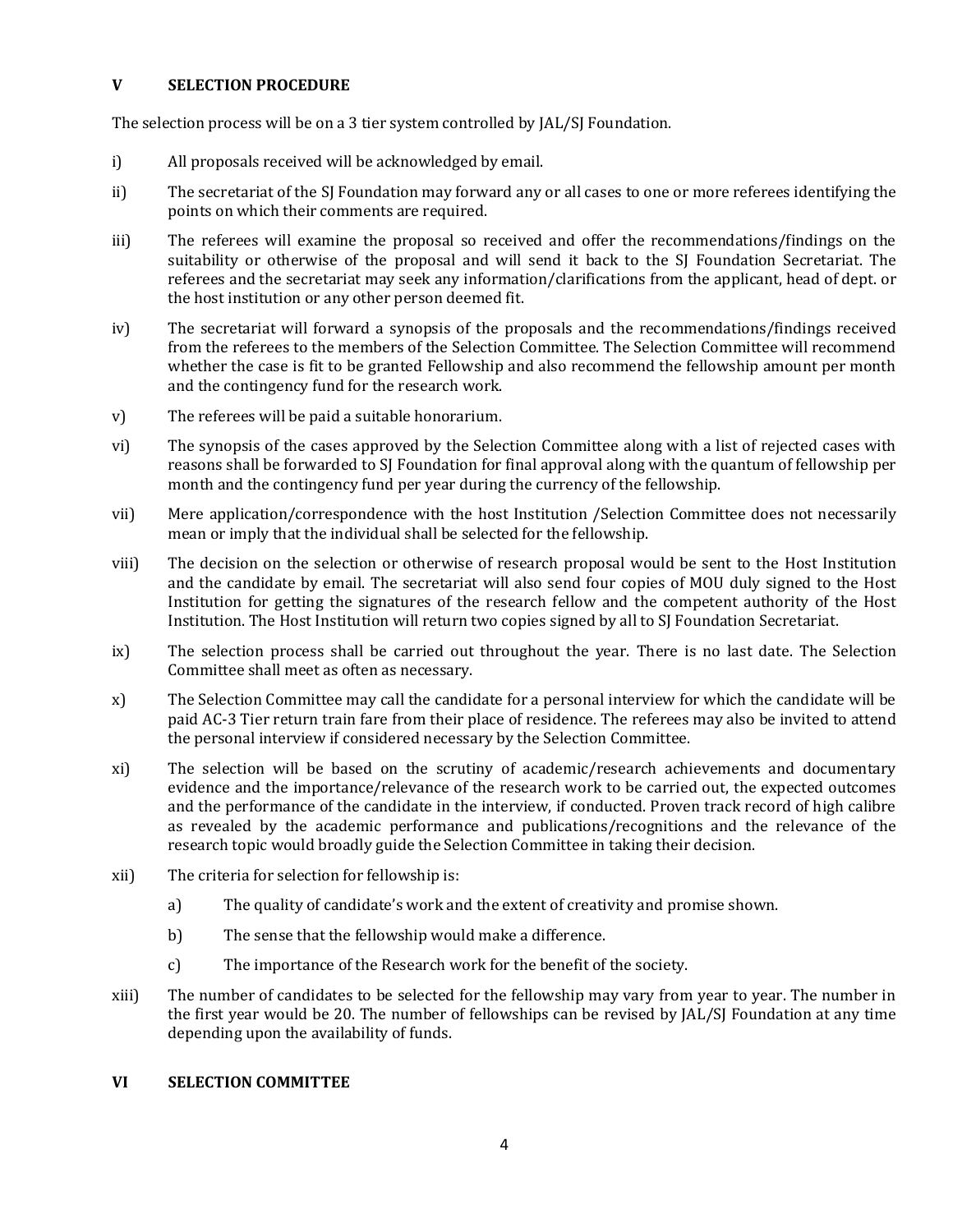## V SELECTION PROCEDURE

The selection process will be on a 3 tier system controlled by JAL/SJ Foundation.

i) All proposals received will be acknowledged by email.

ii) The secretariat of the SJ Foundation may forward any or all cases to one or more referees identifying the points on which their comments are required.

iii) The referees will examine the proposal so received and offer the recommendations/findings on the suitability or otherwise of the proposal and will send it back to the SJ Foundation Secretariat. The referees and the secretariat may seek any information/clarifications from the applicant, head of dept. or the host institution or any other person deemed fit.

iv) The secretariat will forward a synopsis of the proposals and the recommendations/findings received from the referees to the members of the Selection Committee. The Selection Committee will recommend whether the case is fit to be granted Fellowship and also recommend the fellowship amount per month and the contingency fund for the research work.

v) The referees will be paid a suitable honorarium.

vi) The synopsis of the cases approved by the Selection Committee along with a list of rejected cases with reasons shall be forwarded to SJ Foundation for final approval along with the quantum of fellowship per month and the contingency fund per year during the currency of the fellowship.

vii) Mere application/correspondence with the host Institution /Selection Committee does not necessarily mean or imply that the individual shall be selected for the fellowship.

viii) The decision on the selection or otherwise of research proposal would be sent to the Host Institution and the candidate by email. The secretariat will also send four copies of MOU duly signed to the Host Institution for getting the signatures of the research fellow and the competent authority of the Host Institution. The Host Institution will return two copies signed by all to SJ Foundation Secretariat.

ix) The selection process shall be carried out throughout the year. There is no last date. The Selection Committee shall meet as often as necessary.

x) The Selection Committee may call the candidate for a personal interview for which the candidate will be paid AC-3 Tier return train fare from their place of residence. The referees may also be invited to attend the personal interview if considered necessary by the Selection Committee.

xi) The selection will be based on the scrutiny of academic/research achievements and documentary evidence and the importance/relevance of the research work to be carried out, the expected outcomes and the performance of the candidate in the interview, if conducted. Proven track record of high calibre as revealed by the academic performance and publications/recognitions and the relevance of the research topic would broadly guide the Selection Committee in taking their decision.

xii) The criteria for selection for fellowship is:

   a) The quality of candidate's work and the extent of creativity and promise shown.

   b) The sense that the fellowship would make a difference.

   c) The importance of the Research work for the benefit of the society.

xiii) The number of candidates to be selected for the fellowship may vary from year to year. The number in the first year would be 20. The number of fellowships can be revised by JAL/SJ Foundation at any time depending upon the availability of funds.

## VI SELECTION COMMITTEE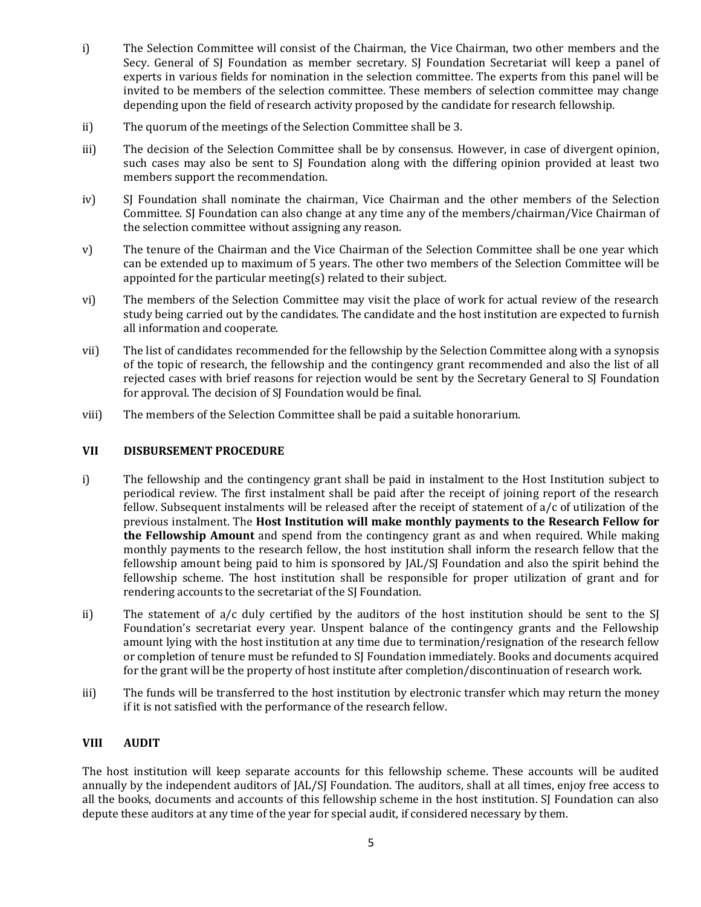i) The Selection Committee will consist of the Chairman, the Vice Chairman, two other members and the Secy. General of SJ Foundation as member secretary. SJ Foundation Secretariat will keep a panel of experts in various fields for nomination in the selection committee. The experts from this panel will be invited to be members of the selection committee. These members of selection committee may change depending upon the field of research activity proposed by the candidate for research fellowship.

ii) The quorum of the meetings of the Selection Committee shall be 3.

iii) The decision of the Selection Committee shall be by consensus. However, in case of divergent opinion, such cases may also be sent to SJ Foundation along with the differing opinion provided at least two members support the recommendation.

iv) SJ Foundation shall nominate the chairman, Vice Chairman and the other members of the Selection Committee. SJ Foundation can also change at any time any of the members/chairman/Vice Chairman of the selection committee without assigning any reason.

v) The tenure of the Chairman and the Vice Chairman of the Selection Committee shall be one year which can be extended up to maximum of 5 years. The other two members of the Selection Committee will be appointed for the particular meeting(s) related to their subject.

vi) The members of the Selection Committee may visit the place of work for actual review of the research study being carried out by the candidates. The candidate and the host institution are expected to furnish all information and cooperate.

vii) The list of candidates recommended for the fellowship by the Selection Committee along with a synopsis of the topic of research, the fellowship and the contingency grant recommended and also the list of all rejected cases with brief reasons for rejection would be sent by the Secretary General to SJ Foundation for approval. The decision of SJ Foundation would be final.

viii) The members of the Selection Committee shall be paid a suitable honorarium.

## VII DISBURSEMENT PROCEDURE

i) The fellowship and the contingency grant shall be paid in instalment to the Host Institution subject to periodical review. The first instalment shall be paid after the receipt of joining report of the research fellow. Subsequent instalments will be released after the receipt of statement of a/c of utilization of the previous instalment. The **Host Institution will make monthly payments to the Research Fellow for the Fellowship Amount** and spend from the contingency grant as and when required. While making monthly payments to the research fellow, the host institution shall inform the research fellow that the fellowship amount being paid to him is sponsored by JAL/SJ Foundation and also the spirit behind the fellowship scheme. The host institution shall be responsible for proper utilization of grant and for rendering accounts to the secretariat of the SJ Foundation.

ii) The statement of a/c duly certified by the auditors of the host institution should be sent to the SJ Foundation's secretariat every year. Unspent balance of the contingency grants and the Fellowship amount lying with the host institution at any time due to termination/resignation of the research fellow or completion of tenure must be refunded to SJ Foundation immediately. Books and documents acquired for the grant will be the property of host institute after completion/discontinuation of research work.

iii) The funds will be transferred to the host institution by electronic transfer which may return the money if it is not satisfied with the performance of the research fellow.

## VIII AUDIT

The host institution will keep separate accounts for this fellowship scheme. These accounts will be audited annually by the independent auditors of JAL/SJ Foundation. The auditors, shall at all times, enjoy free access to all the books, documents and accounts of this fellowship scheme in the host institution. SJ Foundation can also depute these auditors at any time of the year for special audit, if considered necessary by them.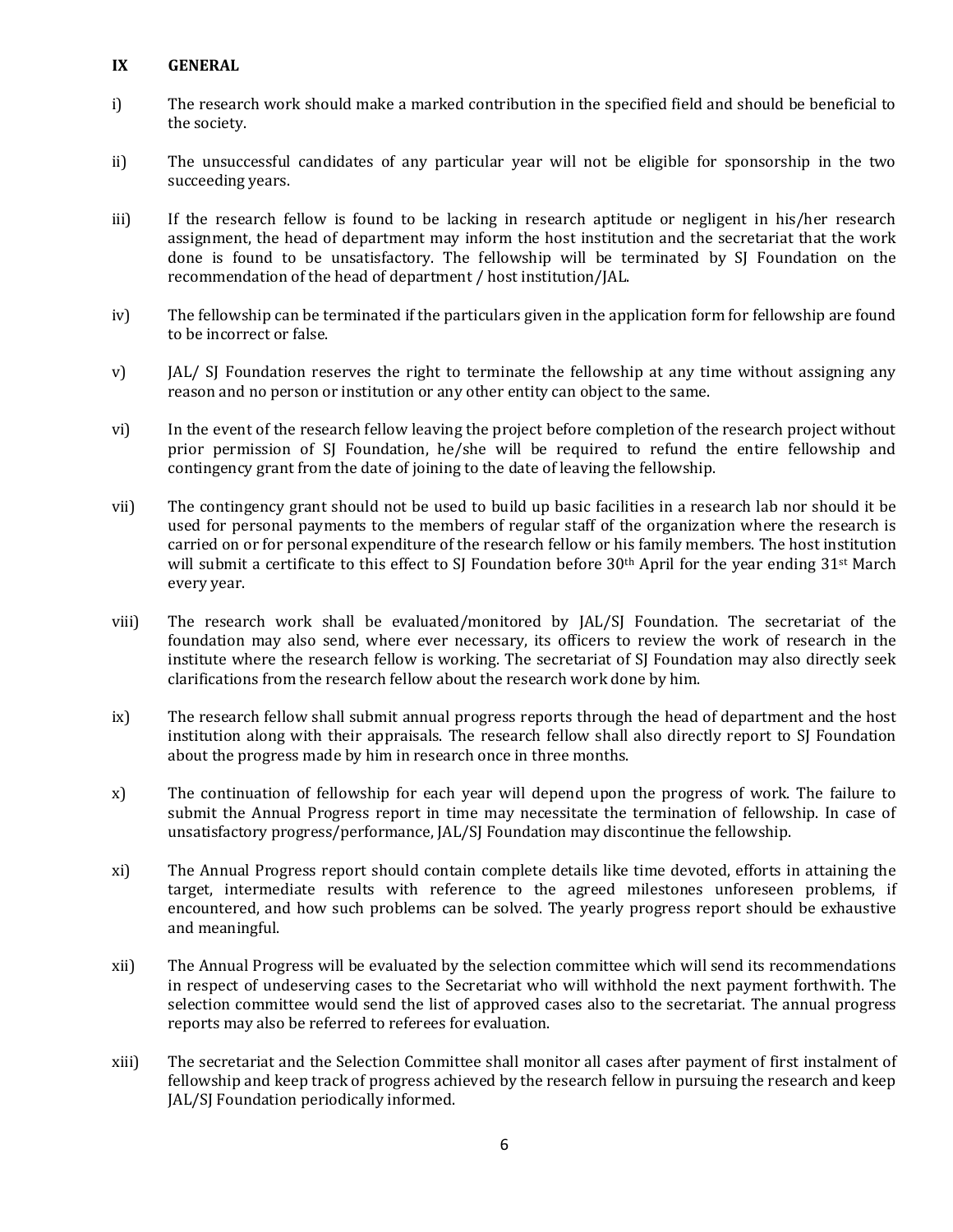## IX GENERAL

i) The research work should make a marked contribution in the specified field and should be beneficial to the society.

ii) The unsuccessful candidates of any particular year will not be eligible for sponsorship in the two succeeding years.

iii) If the research fellow is found to be lacking in research aptitude or negligent in his/her research assignment, the head of department may inform the host institution and the secretariat that the work done is found to be unsatisfactory. The fellowship will be terminated by SJ Foundation on the recommendation of the head of department / host institution/JAL.

iv) The fellowship can be terminated if the particulars given in the application form for fellowship are found to be incorrect or false.

v) JAL/ SJ Foundation reserves the right to terminate the fellowship at any time without assigning any reason and no person or institution or any other entity can object to the same.

vi) In the event of the research fellow leaving the project before completion of the research project without prior permission of SJ Foundation, he/she will be required to refund the entire fellowship and contingency grant from the date of joining to the date of leaving the fellowship.

vii) The contingency grant should not be used to build up basic facilities in a research lab nor should it be used for personal payments to the members of regular staff of the organization where the research is carried on or for personal expenditure of the research fellow or his family members. The host institution will submit a certificate to this effect to SJ Foundation before 30th April for the year ending 31st March every year.

viii) The research work shall be evaluated/monitored by JAL/SJ Foundation. The secretariat of the foundation may also send, where ever necessary, its officers to review the work of research in the institute where the research fellow is working. The secretariat of SJ Foundation may also directly seek clarifications from the research fellow about the research work done by him.

ix) The research fellow shall submit annual progress reports through the head of department and the host institution along with their appraisals. The research fellow shall also directly report to SJ Foundation about the progress made by him in research once in three months.

x) The continuation of fellowship for each year will depend upon the progress of work. The failure to submit the Annual Progress report in time may necessitate the termination of fellowship. In case of unsatisfactory progress/performance, JAL/SJ Foundation may discontinue the fellowship.

xi) The Annual Progress report should contain complete details like time devoted, efforts in attaining the target, intermediate results with reference to the agreed milestones unforeseen problems, if encountered, and how such problems can be solved. The yearly progress report should be exhaustive and meaningful.

xii) The Annual Progress will be evaluated by the selection committee which will send its recommendations in respect of undeserving cases to the Secretariat who will withhold the next payment forthwith. The selection committee would send the list of approved cases also to the secretariat. The annual progress reports may also be referred to referees for evaluation.

xiii) The secretariat and the Selection Committee shall monitor all cases after payment of first instalment of fellowship and keep track of progress achieved by the research fellow in pursuing the research and keep JAL/SJ Foundation periodically informed.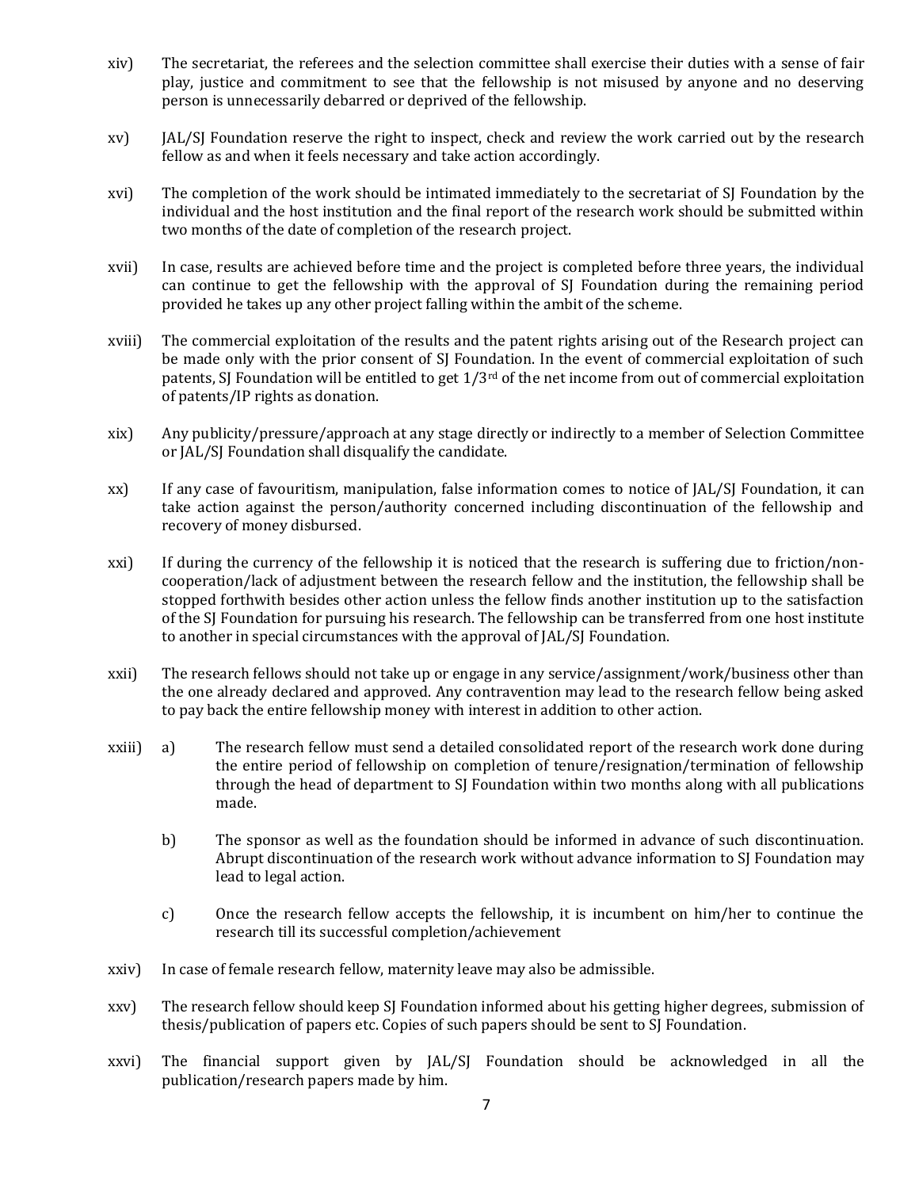xiv) The secretariat, the referees and the selection committee shall exercise their duties with a sense of fair play, justice and commitment to see that the fellowship is not misused by anyone and no deserving person is unnecessarily debarred or deprived of the fellowship.

xv) JAL/SJ Foundation reserve the right to inspect, check and review the work carried out by the research fellow as and when it feels necessary and take action accordingly.

xvi) The completion of the work should be intimated immediately to the secretariat of SJ Foundation by the individual and the host institution and the final report of the research work should be submitted within two months of the date of completion of the research project.

xvii) In case, results are achieved before time and the project is completed before three years, the individual can continue to get the fellowship with the approval of SJ Foundation during the remaining period provided he takes up any other project falling within the ambit of the scheme.

xviii) The commercial exploitation of the results and the patent rights arising out of the Research project can be made only with the prior consent of SJ Foundation. In the event of commercial exploitation of such patents, SJ Foundation will be entitled to get 1/3rd of the net income from out of commercial exploitation of patents/IP rights as donation.

xix) Any publicity/pressure/approach at any stage directly or indirectly to a member of Selection Committee or JAL/SJ Foundation shall disqualify the candidate.

xx) If any case of favouritism, manipulation, false information comes to notice of JAL/SJ Foundation, it can take action against the person/authority concerned including discontinuation of the fellowship and recovery of money disbursed.

xxi) If during the currency of the fellowship it is noticed that the research is suffering due to friction/non-cooperation/lack of adjustment between the research fellow and the institution, the fellowship shall be stopped forthwith besides other action unless the fellow finds another institution up to the satisfaction of the SJ Foundation for pursuing his research. The fellowship can be transferred from one host institute to another in special circumstances with the approval of JAL/SJ Foundation.

xxii) The research fellows should not take up or engage in any service/assignment/work/business other than the one already declared and approved. Any contravention may lead to the research fellow being asked to pay back the entire fellowship money with interest in addition to other action.

xxiii) a) The research fellow must send a detailed consolidated report of the research work done during the entire period of fellowship on completion of tenure/resignation/termination of fellowship through the head of department to SJ Foundation within two months along with all publications made.

b) The sponsor as well as the foundation should be informed in advance of such discontinuation. Abrupt discontinuation of the research work without advance information to SJ Foundation may lead to legal action.

c) Once the research fellow accepts the fellowship, it is incumbent on him/her to continue the research till its successful completion/achievement

xxiv) In case of female research fellow, maternity leave may also be admissible.

xxv) The research fellow should keep SJ Foundation informed about his getting higher degrees, submission of thesis/publication of papers etc. Copies of such papers should be sent to SJ Foundation.

xxvi) The financial support given by JAL/SJ Foundation should be acknowledged in all the publication/research papers made by him.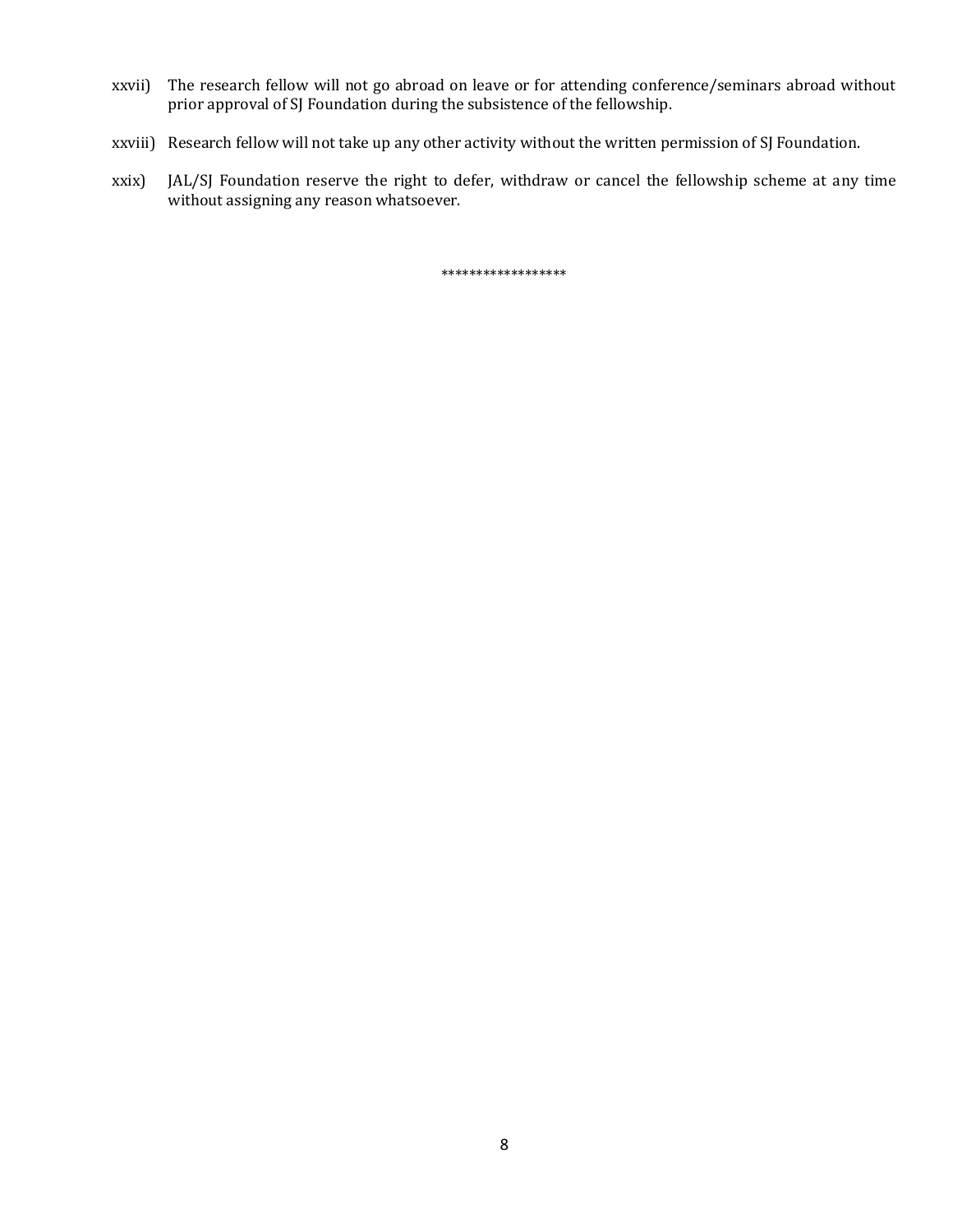xxvii) The research fellow will not go abroad on leave or for attending conference/seminars abroad without prior approval of SJ Foundation during the subsistence of the fellowship.

xxviii) Research fellow will not take up any other activity without the written permission of SJ Foundation.

xxix) JAL/SJ Foundation reserve the right to defer, withdraw or cancel the fellowship scheme at any time without assigning any reason whatsoever.

*****************